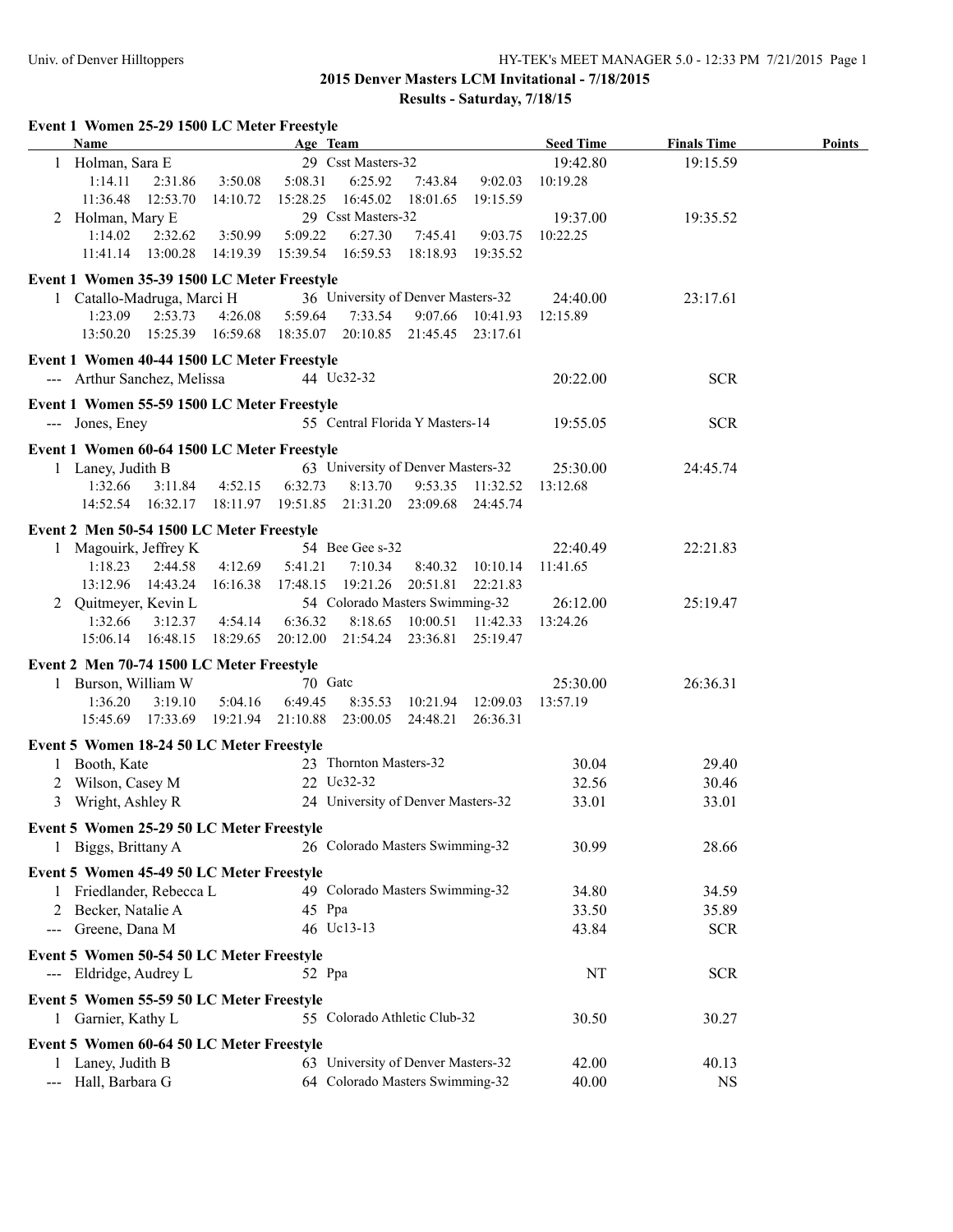## 2015 Denver Masters LCM Invitational - 7/18/2015

### Results - Saturday, 7/18/15

**Event 1 Women 25-29 1500 LC Meter Freestyle**

| | Name | Age | Team | Seed Time | Finals Time | Points |
|---|---|---|---|---|---|---|
| 1 | Holman, Sara E | 29 | Csst Masters-32 | 19:42.80 | 19:15.59 | |
| | 1:14.11 2:31.86 3:50.08 5:08.31 6:25.92 7:43.84 9:02.03 10:19.28 | | | | | |
| | 11:36.48 12:53.70 14:10.72 15:28.25 16:45.02 18:01.65 19:15.59 | | | | | |
| 2 | Holman, Mary E | 29 | Csst Masters-32 | 19:37.00 | 19:35.52 | |
| | 1:14.02 2:32.62 3:50.99 5:09.22 6:27.30 7:45.41 9:03.75 10:22.25 | | | | | |
| | 11:41.14 13:00.28 14:19.39 15:39.54 16:59.53 18:18.93 19:35.52 | | | | | |

**Event 1 Women 35-39 1500 LC Meter Freestyle**

| | Name | Age | Team | Seed Time | Finals Time | Points |
|---|---|---|---|---|---|---|
| 1 | Catallo-Madruga, Marci H | 36 | University of Denver Masters-32 | 24:40.00 | 23:17.61 | |
| | 1:23.09 2:53.73 4:26.08 5:59.64 7:33.54 9:07.66 10:41.93 12:15.89 | | | | | |
| | 13:50.20 15:25.39 16:59.68 18:35.07 20:10.85 21:45.45 23:17.61 | | | | | |

**Event 1 Women 40-44 1500 LC Meter Freestyle**

| | Name | Age | Team | Seed Time | Finals Time | Points |
|---|---|---|---|---|---|---|
| --- | Arthur Sanchez, Melissa | 44 | Uc32-32 | 20:22.00 | SCR | |

**Event 1 Women 55-59 1500 LC Meter Freestyle**

| | Name | Age | Team | Seed Time | Finals Time | Points |
|---|---|---|---|---|---|---|
| --- | Jones, Eney | 55 | Central Florida Y Masters-14 | 19:55.05 | SCR | |

**Event 1 Women 60-64 1500 LC Meter Freestyle**

| | Name | Age | Team | Seed Time | Finals Time | Points |
|---|---|---|---|---|---|---|
| 1 | Laney, Judith B | 63 | University of Denver Masters-32 | 25:30.00 | 24:45.74 | |
| | 1:32.66 3:11.84 4:52.15 6:32.73 8:13.70 9:53.35 11:32.52 13:12.68 | | | | | |
| | 14:52.54 16:32.17 18:11.97 19:51.85 21:31.20 23:09.68 24:45.74 | | | | | |

**Event 2 Men 50-54 1500 LC Meter Freestyle**

| | Name | Age | Team | Seed Time | Finals Time | Points |
|---|---|---|---|---|---|---|
| 1 | Magouirk, Jeffrey K | 54 | Bee Gee s-32 | 22:40.49 | 22:21.83 | |
| | 1:18.23 2:44.58 4:12.69 5:41.21 7:10.34 8:40.32 10:10.14 11:41.65 | | | | | |
| | 13:12.96 14:43.24 16:16.38 17:48.15 19:21.26 20:51.81 22:21.83 | | | | | |
| 2 | Quitmeyer, Kevin L | 54 | Colorado Masters Swimming-32 | 26:12.00 | 25:19.47 | |
| | 1:32.66 3:12.37 4:54.14 6:36.32 8:18.65 10:00.51 11:42.33 13:24.26 | | | | | |
| | 15:06.14 16:48.15 18:29.65 20:12.00 21:54.24 23:36.81 25:19.47 | | | | | |

**Event 2 Men 70-74 1500 LC Meter Freestyle**

| | Name | Age | Team | Seed Time | Finals Time | Points |
|---|---|---|---|---|---|---|
| 1 | Burson, William W | 70 | Gatc | 25:30.00 | 26:36.31 | |
| | 1:36.20 3:19.10 5:04.16 6:49.45 8:35.53 10:21.94 12:09.03 13:57.19 | | | | | |
| | 15:45.69 17:33.69 19:21.94 21:10.88 23:00.05 24:48.21 26:36.31 | | | | | |

**Event 5 Women 18-24 50 LC Meter Freestyle**

| | Name | Age | Team | Seed Time | Finals Time | Points |
|---|---|---|---|---|---|---|
| 1 | Booth, Kate | 23 | Thornton Masters-32 | 30.04 | 29.40 | |
| 2 | Wilson, Casey M | 22 | Uc32-32 | 32.56 | 30.46 | |
| 3 | Wright, Ashley R | 24 | University of Denver Masters-32 | 33.01 | 33.01 | |

**Event 5 Women 25-29 50 LC Meter Freestyle**

| | Name | Age | Team | Seed Time | Finals Time | Points |
|---|---|---|---|---|---|---|
| 1 | Biggs, Brittany A | 26 | Colorado Masters Swimming-32 | 30.99 | 28.66 | |

**Event 5 Women 45-49 50 LC Meter Freestyle**

| | Name | Age | Team | Seed Time | Finals Time | Points |
|---|---|---|---|---|---|---|
| 1 | Friedlander, Rebecca L | 49 | Colorado Masters Swimming-32 | 34.80 | 34.59 | |
| 2 | Becker, Natalie A | 45 | Ppa | 33.50 | 35.89 | |
| --- | Greene, Dana M | 46 | Uc13-13 | 43.84 | SCR | |

**Event 5 Women 50-54 50 LC Meter Freestyle**

| | Name | Age | Team | Seed Time | Finals Time | Points |
|---|---|---|---|---|---|---|
| --- | Eldridge, Audrey L | 52 | Ppa | NT | SCR | |

**Event 5 Women 55-59 50 LC Meter Freestyle**

| | Name | Age | Team | Seed Time | Finals Time | Points |
|---|---|---|---|---|---|---|
| 1 | Garnier, Kathy L | 55 | Colorado Athletic Club-32 | 30.50 | 30.27 | |

**Event 5 Women 60-64 50 LC Meter Freestyle**

| | Name | Age | Team | Seed Time | Finals Time | Points |
|---|---|---|---|---|---|---|
| 1 | Laney, Judith B | 63 | University of Denver Masters-32 | 42.00 | 40.13 | |
| --- | Hall, Barbara G | 64 | Colorado Masters Swimming-32 | 40.00 | NS | |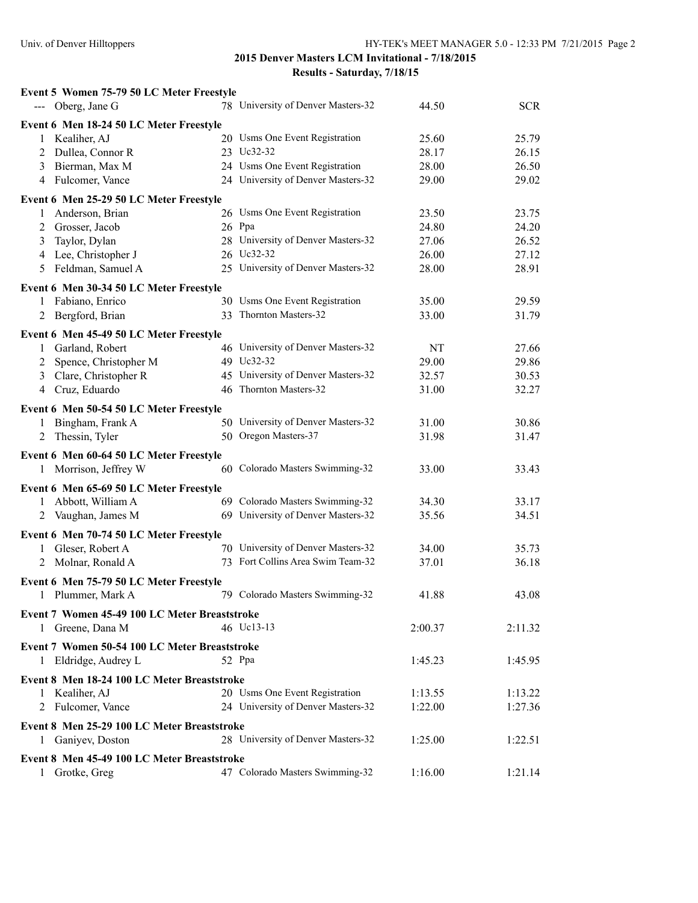## 2015 Denver Masters LCM Invitational - 7/18/2015

### Results - Saturday, 7/18/15

**Event 5 Women 75-79 50 LC Meter Freestyle**

| Place | Name | Age | Team | Seed Time | Finals Time |
|---|---|---|---|---|---|
| --- | Oberg, Jane G | 78 | University of Denver Masters-32 | 44.50 | SCR |

**Event 6 Men 18-24 50 LC Meter Freestyle**

| Place | Name | Age | Team | Seed Time | Finals Time |
|---|---|---|---|---|---|
| 1 | Kealiher, AJ | 20 | Usms One Event Registration | 25.60 | 25.79 |
| 2 | Dullea, Connor R | 23 | Uc32-32 | 28.17 | 26.15 |
| 3 | Bierman, Max M | 24 | Usms One Event Registration | 28.00 | 26.50 |
| 4 | Fulcomer, Vance | 24 | University of Denver Masters-32 | 29.00 | 29.02 |

**Event 6 Men 25-29 50 LC Meter Freestyle**

| Place | Name | Age | Team | Seed Time | Finals Time |
|---|---|---|---|---|---|
| 1 | Anderson, Brian | 26 | Usms One Event Registration | 23.50 | 23.75 |
| 2 | Grosser, Jacob | 26 | Ppa | 24.80 | 24.20 |
| 3 | Taylor, Dylan | 28 | University of Denver Masters-32 | 27.06 | 26.52 |
| 4 | Lee, Christopher J | 26 | Uc32-32 | 26.00 | 27.12 |
| 5 | Feldman, Samuel A | 25 | University of Denver Masters-32 | 28.00 | 28.91 |

**Event 6 Men 30-34 50 LC Meter Freestyle**

| Place | Name | Age | Team | Seed Time | Finals Time |
|---|---|---|---|---|---|
| 1 | Fabiano, Enrico | 30 | Usms One Event Registration | 35.00 | 29.59 |
| 2 | Bergford, Brian | 33 | Thornton Masters-32 | 33.00 | 31.79 |

**Event 6 Men 45-49 50 LC Meter Freestyle**

| Place | Name | Age | Team | Seed Time | Finals Time |
|---|---|---|---|---|---|
| 1 | Garland, Robert | 46 | University of Denver Masters-32 | NT | 27.66 |
| 2 | Spence, Christopher M | 49 | Uc32-32 | 29.00 | 29.86 |
| 3 | Clare, Christopher R | 45 | University of Denver Masters-32 | 32.57 | 30.53 |
| 4 | Cruz, Eduardo | 46 | Thornton Masters-32 | 31.00 | 32.27 |

**Event 6 Men 50-54 50 LC Meter Freestyle**

| Place | Name | Age | Team | Seed Time | Finals Time |
|---|---|---|---|---|---|
| 1 | Bingham, Frank A | 50 | University of Denver Masters-32 | 31.00 | 30.86 |
| 2 | Thessin, Tyler | 50 | Oregon Masters-37 | 31.98 | 31.47 |

**Event 6 Men 60-64 50 LC Meter Freestyle**

| Place | Name | Age | Team | Seed Time | Finals Time |
|---|---|---|---|---|---|
| 1 | Morrison, Jeffrey W | 60 | Colorado Masters Swimming-32 | 33.00 | 33.43 |

**Event 6 Men 65-69 50 LC Meter Freestyle**

| Place | Name | Age | Team | Seed Time | Finals Time |
|---|---|---|---|---|---|
| 1 | Abbott, William A | 69 | Colorado Masters Swimming-32 | 34.30 | 33.17 |
| 2 | Vaughan, James M | 69 | University of Denver Masters-32 | 35.56 | 34.51 |

**Event 6 Men 70-74 50 LC Meter Freestyle**

| Place | Name | Age | Team | Seed Time | Finals Time |
|---|---|---|---|---|---|
| 1 | Gleser, Robert A | 70 | University of Denver Masters-32 | 34.00 | 35.73 |
| 2 | Molnar, Ronald A | 73 | Fort Collins Area Swim Team-32 | 37.01 | 36.18 |

**Event 6 Men 75-79 50 LC Meter Freestyle**

| Place | Name | Age | Team | Seed Time | Finals Time |
|---|---|---|---|---|---|
| 1 | Plummer, Mark A | 79 | Colorado Masters Swimming-32 | 41.88 | 43.08 |

**Event 7 Women 45-49 100 LC Meter Breaststroke**

| Place | Name | Age | Team | Seed Time | Finals Time |
|---|---|---|---|---|---|
| 1 | Greene, Dana M | 46 | Uc13-13 | 2:00.37 | 2:11.32 |

**Event 7 Women 50-54 100 LC Meter Breaststroke**

| Place | Name | Age | Team | Seed Time | Finals Time |
|---|---|---|---|---|---|
| 1 | Eldridge, Audrey L | 52 | Ppa | 1:45.23 | 1:45.95 |

**Event 8 Men 18-24 100 LC Meter Breaststroke**

| Place | Name | Age | Team | Seed Time | Finals Time |
|---|---|---|---|---|---|
| 1 | Kealiher, AJ | 20 | Usms One Event Registration | 1:13.55 | 1:13.22 |
| 2 | Fulcomer, Vance | 24 | University of Denver Masters-32 | 1:22.00 | 1:27.36 |

**Event 8 Men 25-29 100 LC Meter Breaststroke**

| Place | Name | Age | Team | Seed Time | Finals Time |
|---|---|---|---|---|---|
| 1 | Ganiyev, Doston | 28 | University of Denver Masters-32 | 1:25.00 | 1:22.51 |

**Event 8 Men 45-49 100 LC Meter Breaststroke**

| Place | Name | Age | Team | Seed Time | Finals Time |
|---|---|---|---|---|---|
| 1 | Grotke, Greg | 47 | Colorado Masters Swimming-32 | 1:16.00 | 1:21.14 |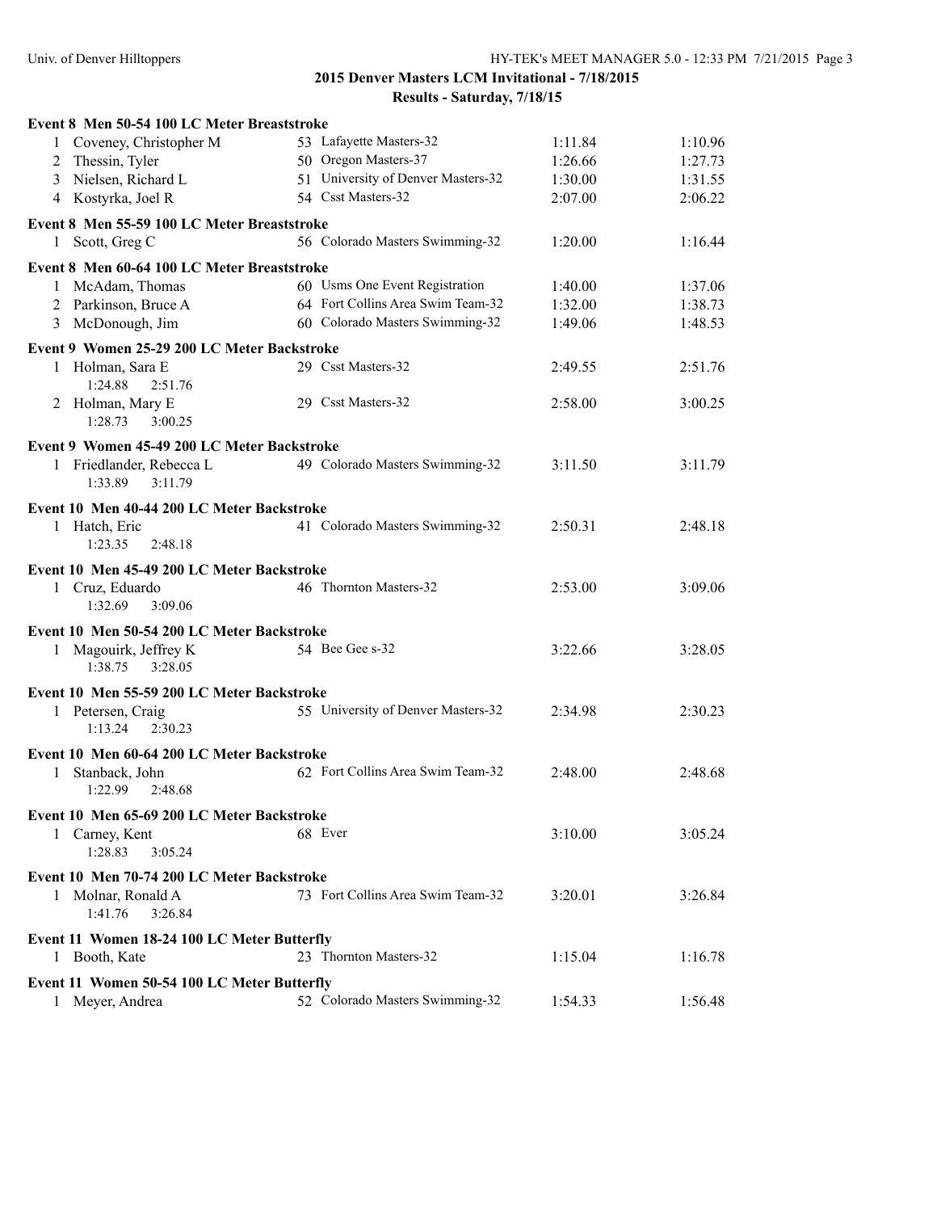## 2015 Denver Masters LCM Invitational - 7/18/2015

### Results - Saturday, 7/18/15

**Event 8 Men 50-54 100 LC Meter Breaststroke**

| | Name | Age | Team | Seed | Finals |
|---|---|---|---|---|---|
| 1 | Coveney, Christopher M | 53 | Lafayette Masters-32 | 1:11.84 | 1:10.96 |
| 2 | Thessin, Tyler | 50 | Oregon Masters-37 | 1:26.66 | 1:27.73 |
| 3 | Nielsen, Richard L | 51 | University of Denver Masters-32 | 1:30.00 | 1:31.55 |
| 4 | Kostyrka, Joel R | 54 | Csst Masters-32 | 2:07.00 | 2:06.22 |

**Event 8 Men 55-59 100 LC Meter Breaststroke**

| | Name | Age | Team | Seed | Finals |
|---|---|---|---|---|---|
| 1 | Scott, Greg C | 56 | Colorado Masters Swimming-32 | 1:20.00 | 1:16.44 |

**Event 8 Men 60-64 100 LC Meter Breaststroke**

| | Name | Age | Team | Seed | Finals |
|---|---|---|---|---|---|
| 1 | McAdam, Thomas | 60 | Usms One Event Registration | 1:40.00 | 1:37.06 |
| 2 | Parkinson, Bruce A | 64 | Fort Collins Area Swim Team-32 | 1:32.00 | 1:38.73 |
| 3 | McDonough, Jim | 60 | Colorado Masters Swimming-32 | 1:49.06 | 1:48.53 |

**Event 9 Women 25-29 200 LC Meter Backstroke**

| | Name | Age | Team | Seed | Finals |
|---|---|---|---|---|---|
| 1 | Holman, Sara E | 29 | Csst Masters-32 | 2:49.55 | 2:51.76 |
| | 1:24.88 2:51.76 | | | | |
| 2 | Holman, Mary E | 29 | Csst Masters-32 | 2:58.00 | 3:00.25 |
| | 1:28.73 3:00.25 | | | | |

**Event 9 Women 45-49 200 LC Meter Backstroke**

| | Name | Age | Team | Seed | Finals |
|---|---|---|---|---|---|
| 1 | Friedlander, Rebecca L | 49 | Colorado Masters Swimming-32 | 3:11.50 | 3:11.79 |
| | 1:33.89 3:11.79 | | | | |

**Event 10 Men 40-44 200 LC Meter Backstroke**

| | Name | Age | Team | Seed | Finals |
|---|---|---|---|---|---|
| 1 | Hatch, Eric | 41 | Colorado Masters Swimming-32 | 2:50.31 | 2:48.18 |
| | 1:23.35 2:48.18 | | | | |

**Event 10 Men 45-49 200 LC Meter Backstroke**

| | Name | Age | Team | Seed | Finals |
|---|---|---|---|---|---|
| 1 | Cruz, Eduardo | 46 | Thornton Masters-32 | 2:53.00 | 3:09.06 |
| | 1:32.69 3:09.06 | | | | |

**Event 10 Men 50-54 200 LC Meter Backstroke**

| | Name | Age | Team | Seed | Finals |
|---|---|---|---|---|---|
| 1 | Magouirk, Jeffrey K | 54 | Bee Gee s-32 | 3:22.66 | 3:28.05 |
| | 1:38.75 3:28.05 | | | | |

**Event 10 Men 55-59 200 LC Meter Backstroke**

| | Name | Age | Team | Seed | Finals |
|---|---|---|---|---|---|
| 1 | Petersen, Craig | 55 | University of Denver Masters-32 | 2:34.98 | 2:30.23 |
| | 1:13.24 2:30.23 | | | | |

**Event 10 Men 60-64 200 LC Meter Backstroke**

| | Name | Age | Team | Seed | Finals |
|---|---|---|---|---|---|
| 1 | Stanback, John | 62 | Fort Collins Area Swim Team-32 | 2:48.00 | 2:48.68 |
| | 1:22.99 2:48.68 | | | | |

**Event 10 Men 65-69 200 LC Meter Backstroke**

| | Name | Age | Team | Seed | Finals |
|---|---|---|---|---|---|
| 1 | Carney, Kent | 68 | Ever | 3:10.00 | 3:05.24 |
| | 1:28.83 3:05.24 | | | | |

**Event 10 Men 70-74 200 LC Meter Backstroke**

| | Name | Age | Team | Seed | Finals |
|---|---|---|---|---|---|
| 1 | Molnar, Ronald A | 73 | Fort Collins Area Swim Team-32 | 3:20.01 | 3:26.84 |
| | 1:41.76 3:26.84 | | | | |

**Event 11 Women 18-24 100 LC Meter Butterfly**

| | Name | Age | Team | Seed | Finals |
|---|---|---|---|---|---|
| 1 | Booth, Kate | 23 | Thornton Masters-32 | 1:15.04 | 1:16.78 |

**Event 11 Women 50-54 100 LC Meter Butterfly**

| | Name | Age | Team | Seed | Finals |
|---|---|---|---|---|---|
| 1 | Meyer, Andrea | 52 | Colorado Masters Swimming-32 | 1:54.33 | 1:56.48 |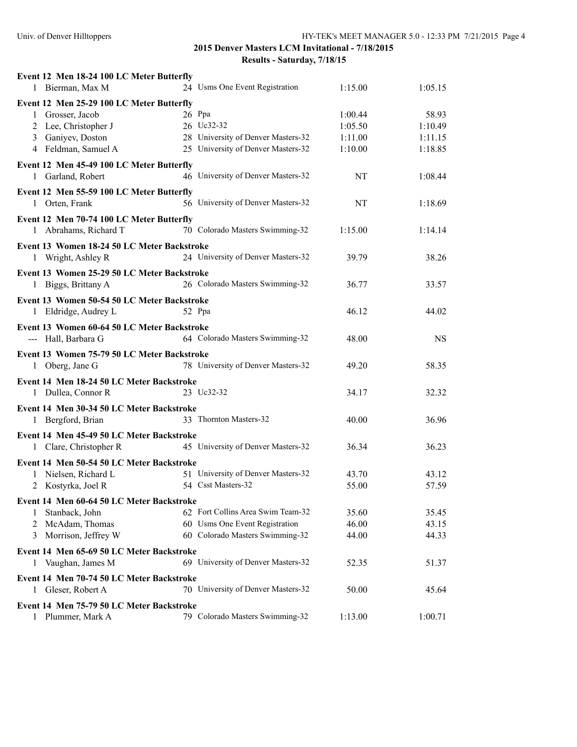**2015 Denver Masters LCM Invitational - 7/18/2015**

**Results - Saturday, 7/18/15**

**Event 12 Men 18-24 100 LC Meter Butterfly**

| Place | Name | Age | Team | Seed | Finals |
|---|---|---|---|---|---|
| 1 | Bierman, Max M | 24 | Usms One Event Registration | 1:15.00 | 1:05.15 |

**Event 12 Men 25-29 100 LC Meter Butterfly**

| Place | Name | Age | Team | Seed | Finals |
|---|---|---|---|---|---|
| 1 | Grosser, Jacob | 26 | Ppa | 1:00.44 | 58.93 |
| 2 | Lee, Christopher J | 26 | Uc32-32 | 1:05.50 | 1:10.49 |
| 3 | Ganiyev, Doston | 28 | University of Denver Masters-32 | 1:11.00 | 1:11.15 |
| 4 | Feldman, Samuel A | 25 | University of Denver Masters-32 | 1:10.00 | 1:18.85 |

**Event 12 Men 45-49 100 LC Meter Butterfly**

| Place | Name | Age | Team | Seed | Finals |
|---|---|---|---|---|---|
| 1 | Garland, Robert | 46 | University of Denver Masters-32 | NT | 1:08.44 |

**Event 12 Men 55-59 100 LC Meter Butterfly**

| Place | Name | Age | Team | Seed | Finals |
|---|---|---|---|---|---|
| 1 | Orten, Frank | 56 | University of Denver Masters-32 | NT | 1:18.69 |

**Event 12 Men 70-74 100 LC Meter Butterfly**

| Place | Name | Age | Team | Seed | Finals |
|---|---|---|---|---|---|
| 1 | Abrahams, Richard T | 70 | Colorado Masters Swimming-32 | 1:15.00 | 1:14.14 |

**Event 13 Women 18-24 50 LC Meter Backstroke**

| Place | Name | Age | Team | Seed | Finals |
|---|---|---|---|---|---|
| 1 | Wright, Ashley R | 24 | University of Denver Masters-32 | 39.79 | 38.26 |

**Event 13 Women 25-29 50 LC Meter Backstroke**

| Place | Name | Age | Team | Seed | Finals |
|---|---|---|---|---|---|
| 1 | Biggs, Brittany A | 26 | Colorado Masters Swimming-32 | 36.77 | 33.57 |

**Event 13 Women 50-54 50 LC Meter Backstroke**

| Place | Name | Age | Team | Seed | Finals |
|---|---|---|---|---|---|
| 1 | Eldridge, Audrey L | 52 | Ppa | 46.12 | 44.02 |

**Event 13 Women 60-64 50 LC Meter Backstroke**

| Place | Name | Age | Team | Seed | Finals |
|---|---|---|---|---|---|
| --- | Hall, Barbara G | 64 | Colorado Masters Swimming-32 | 48.00 | NS |

**Event 13 Women 75-79 50 LC Meter Backstroke**

| Place | Name | Age | Team | Seed | Finals |
|---|---|---|---|---|---|
| 1 | Oberg, Jane G | 78 | University of Denver Masters-32 | 49.20 | 58.35 |

**Event 14 Men 18-24 50 LC Meter Backstroke**

| Place | Name | Age | Team | Seed | Finals |
|---|---|---|---|---|---|
| 1 | Dullea, Connor R | 23 | Uc32-32 | 34.17 | 32.32 |

**Event 14 Men 30-34 50 LC Meter Backstroke**

| Place | Name | Age | Team | Seed | Finals |
|---|---|---|---|---|---|
| 1 | Bergford, Brian | 33 | Thornton Masters-32 | 40.00 | 36.96 |

**Event 14 Men 45-49 50 LC Meter Backstroke**

| Place | Name | Age | Team | Seed | Finals |
|---|---|---|---|---|---|
| 1 | Clare, Christopher R | 45 | University of Denver Masters-32 | 36.34 | 36.23 |

**Event 14 Men 50-54 50 LC Meter Backstroke**

| Place | Name | Age | Team | Seed | Finals |
|---|---|---|---|---|---|
| 1 | Nielsen, Richard L | 51 | University of Denver Masters-32 | 43.70 | 43.12 |
| 2 | Kostyrka, Joel R | 54 | Csst Masters-32 | 55.00 | 57.59 |

**Event 14 Men 60-64 50 LC Meter Backstroke**

| Place | Name | Age | Team | Seed | Finals |
|---|---|---|---|---|---|
| 1 | Stanback, John | 62 | Fort Collins Area Swim Team-32 | 35.60 | 35.45 |
| 2 | McAdam, Thomas | 60 | Usms One Event Registration | 46.00 | 43.15 |
| 3 | Morrison, Jeffrey W | 60 | Colorado Masters Swimming-32 | 44.00 | 44.33 |

**Event 14 Men 65-69 50 LC Meter Backstroke**

| Place | Name | Age | Team | Seed | Finals |
|---|---|---|---|---|---|
| 1 | Vaughan, James M | 69 | University of Denver Masters-32 | 52.35 | 51.37 |

**Event 14 Men 70-74 50 LC Meter Backstroke**

| Place | Name | Age | Team | Seed | Finals |
|---|---|---|---|---|---|
| 1 | Gleser, Robert A | 70 | University of Denver Masters-32 | 50.00 | 45.64 |

**Event 14 Men 75-79 50 LC Meter Backstroke**

| Place | Name | Age | Team | Seed | Finals |
|---|---|---|---|---|---|
| 1 | Plummer, Mark A | 79 | Colorado Masters Swimming-32 | 1:13.00 | 1:00.71 |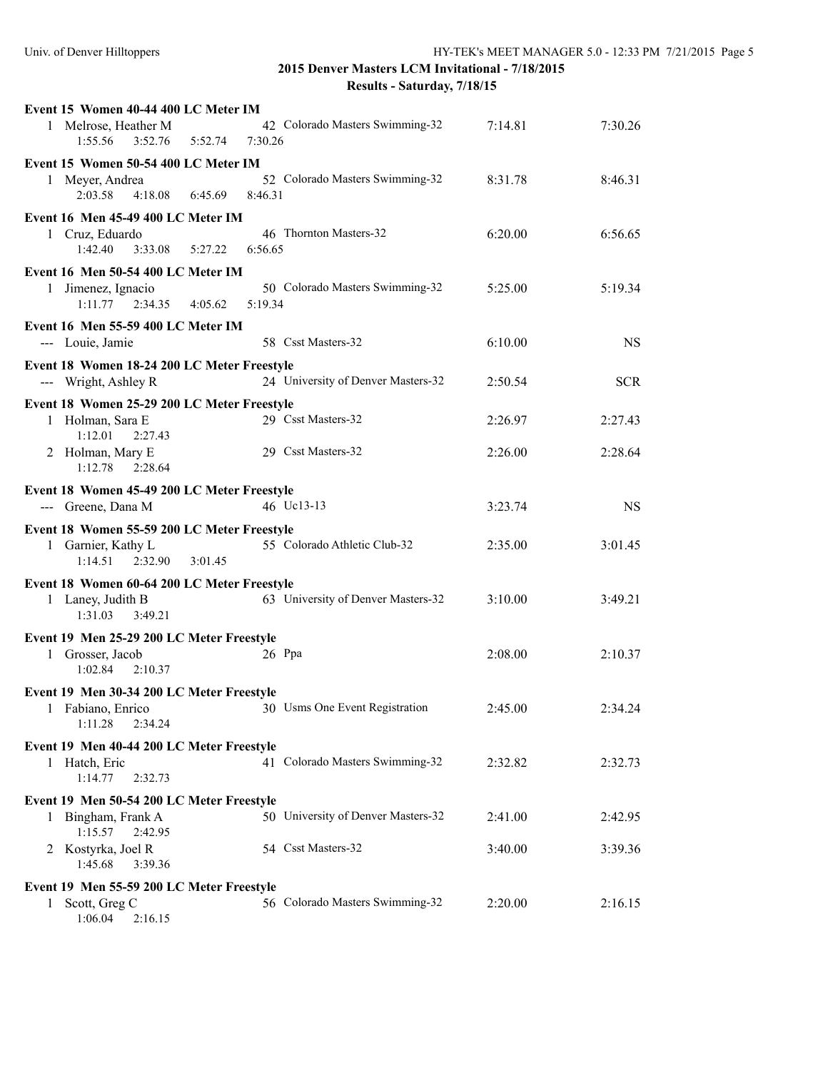## 2015 Denver Masters LCM Invitational - 7/18/2015

### Results - Saturday, 7/18/15

**Event 15 Women 40-44 400 LC Meter IM**

| Place | Name | Age | Team | Seed Time | Finals Time |
|---|---|---|---|---|---|
| 1 | Melrose, Heather M | 42 | Colorado Masters Swimming-32 | 7:14.81 | 7:30.26 |
| | 1:55.56 3:52.76 5:52.74 7:30.26 | | | | |

**Event 15 Women 50-54 400 LC Meter IM**

| Place | Name | Age | Team | Seed Time | Finals Time |
|---|---|---|---|---|---|
| 1 | Meyer, Andrea | 52 | Colorado Masters Swimming-32 | 8:31.78 | 8:46.31 |
| | 2:03.58 4:18.08 6:45.69 8:46.31 | | | | |

**Event 16 Men 45-49 400 LC Meter IM**

| Place | Name | Age | Team | Seed Time | Finals Time |
|---|---|---|---|---|---|
| 1 | Cruz, Eduardo | 46 | Thornton Masters-32 | 6:20.00 | 6:56.65 |
| | 1:42.40 3:33.08 5:27.22 6:56.65 | | | | |

**Event 16 Men 50-54 400 LC Meter IM**

| Place | Name | Age | Team | Seed Time | Finals Time |
|---|---|---|---|---|---|
| 1 | Jimenez, Ignacio | 50 | Colorado Masters Swimming-32 | 5:25.00 | 5:19.34 |
| | 1:11.77 2:34.35 4:05.62 5:19.34 | | | | |

**Event 16 Men 55-59 400 LC Meter IM**

| Place | Name | Age | Team | Seed Time | Finals Time |
|---|---|---|---|---|---|
| --- | Louie, Jamie | 58 | Csst Masters-32 | 6:10.00 | NS |

**Event 18 Women 18-24 200 LC Meter Freestyle**

| Place | Name | Age | Team | Seed Time | Finals Time |
|---|---|---|---|---|---|
| --- | Wright, Ashley R | 24 | University of Denver Masters-32 | 2:50.54 | SCR |

**Event 18 Women 25-29 200 LC Meter Freestyle**

| Place | Name | Age | Team | Seed Time | Finals Time |
|---|---|---|---|---|---|
| 1 | Holman, Sara E | 29 | Csst Masters-32 | 2:26.97 | 2:27.43 |
| | 1:12.01 2:27.43 | | | | |
| 2 | Holman, Mary E | 29 | Csst Masters-32 | 2:26.00 | 2:28.64 |
| | 1:12.78 2:28.64 | | | | |

**Event 18 Women 45-49 200 LC Meter Freestyle**

| Place | Name | Age | Team | Seed Time | Finals Time |
|---|---|---|---|---|---|
| --- | Greene, Dana M | 46 | Uc13-13 | 3:23.74 | NS |

**Event 18 Women 55-59 200 LC Meter Freestyle**

| Place | Name | Age | Team | Seed Time | Finals Time |
|---|---|---|---|---|---|
| 1 | Garnier, Kathy L | 55 | Colorado Athletic Club-32 | 2:35.00 | 3:01.45 |
| | 1:14.51 2:32.90 3:01.45 | | | | |

**Event 18 Women 60-64 200 LC Meter Freestyle**

| Place | Name | Age | Team | Seed Time | Finals Time |
|---|---|---|---|---|---|
| 1 | Laney, Judith B | 63 | University of Denver Masters-32 | 3:10.00 | 3:49.21 |
| | 1:31.03 3:49.21 | | | | |

**Event 19 Men 25-29 200 LC Meter Freestyle**

| Place | Name | Age | Team | Seed Time | Finals Time |
|---|---|---|---|---|---|
| 1 | Grosser, Jacob | 26 | Ppa | 2:08.00 | 2:10.37 |
| | 1:02.84 2:10.37 | | | | |

**Event 19 Men 30-34 200 LC Meter Freestyle**

| Place | Name | Age | Team | Seed Time | Finals Time |
|---|---|---|---|---|---|
| 1 | Fabiano, Enrico | 30 | Usms One Event Registration | 2:45.00 | 2:34.24 |
| | 1:11.28 2:34.24 | | | | |

**Event 19 Men 40-44 200 LC Meter Freestyle**

| Place | Name | Age | Team | Seed Time | Finals Time |
|---|---|---|---|---|---|
| 1 | Hatch, Eric | 41 | Colorado Masters Swimming-32 | 2:32.82 | 2:32.73 |
| | 1:14.77 2:32.73 | | | | |

**Event 19 Men 50-54 200 LC Meter Freestyle**

| Place | Name | Age | Team | Seed Time | Finals Time |
|---|---|---|---|---|---|
| 1 | Bingham, Frank A | 50 | University of Denver Masters-32 | 2:41.00 | 2:42.95 |
| | 1:15.57 2:42.95 | | | | |
| 2 | Kostyrka, Joel R | 54 | Csst Masters-32 | 3:40.00 | 3:39.36 |
| | 1:45.68 3:39.36 | | | | |

**Event 19 Men 55-59 200 LC Meter Freestyle**

| Place | Name | Age | Team | Seed Time | Finals Time |
|---|---|---|---|---|---|
| 1 | Scott, Greg C | 56 | Colorado Masters Swimming-32 | 2:20.00 | 2:16.15 |
| | 1:06.04 2:16.15 | | | | |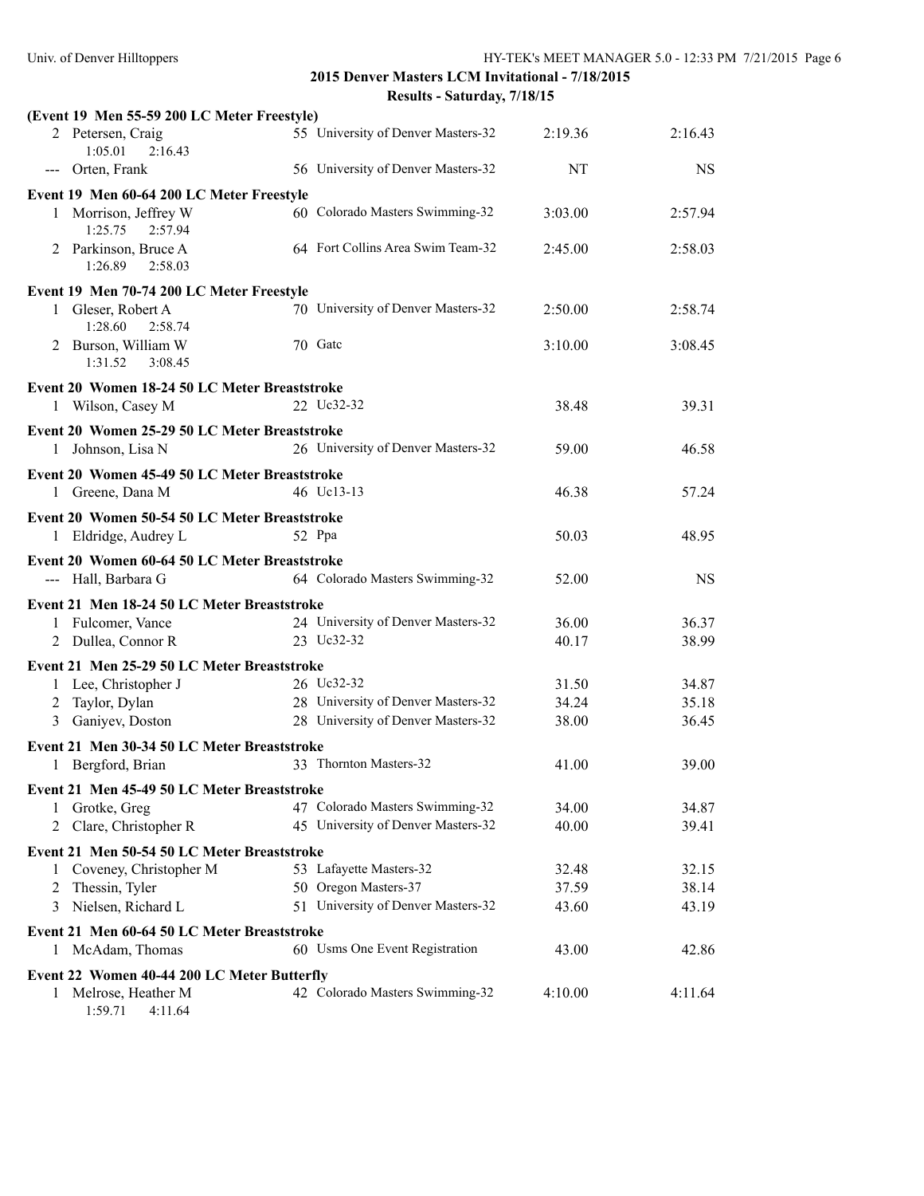## 2015 Denver Masters LCM Invitational - 7/18/2015

### Results - Saturday, 7/18/15

**(Event 19 Men 55-59 200 LC Meter Freestyle)**

| Place | Name | Age | Team | Seed Time | Finals Time |
|---|---|---|---|---|---|
| 2 | Petersen, Craig | 55 | University of Denver Masters-32 | 2:19.36 | 2:16.43 |
| | 1:05.01 2:16.43 | | | | |
| --- | Orten, Frank | 56 | University of Denver Masters-32 | NT | NS |

**Event 19 Men 60-64 200 LC Meter Freestyle**

| Place | Name | Age | Team | Seed Time | Finals Time |
|---|---|---|---|---|---|
| 1 | Morrison, Jeffrey W | 60 | Colorado Masters Swimming-32 | 3:03.00 | 2:57.94 |
| | 1:25.75 2:57.94 | | | | |
| 2 | Parkinson, Bruce A | 64 | Fort Collins Area Swim Team-32 | 2:45.00 | 2:58.03 |
| | 1:26.89 2:58.03 | | | | |

**Event 19 Men 70-74 200 LC Meter Freestyle**

| Place | Name | Age | Team | Seed Time | Finals Time |
|---|---|---|---|---|---|
| 1 | Gleser, Robert A | 70 | University of Denver Masters-32 | 2:50.00 | 2:58.74 |
| | 1:28.60 2:58.74 | | | | |
| 2 | Burson, William W | 70 | Gatc | 3:10.00 | 3:08.45 |
| | 1:31.52 3:08.45 | | | | |

**Event 20 Women 18-24 50 LC Meter Breaststroke**

| Place | Name | Age | Team | Seed Time | Finals Time |
|---|---|---|---|---|---|
| 1 | Wilson, Casey M | 22 | Uc32-32 | 38.48 | 39.31 |

**Event 20 Women 25-29 50 LC Meter Breaststroke**

| Place | Name | Age | Team | Seed Time | Finals Time |
|---|---|---|---|---|---|
| 1 | Johnson, Lisa N | 26 | University of Denver Masters-32 | 59.00 | 46.58 |

**Event 20 Women 45-49 50 LC Meter Breaststroke**

| Place | Name | Age | Team | Seed Time | Finals Time |
|---|---|---|---|---|---|
| 1 | Greene, Dana M | 46 | Uc13-13 | 46.38 | 57.24 |

**Event 20 Women 50-54 50 LC Meter Breaststroke**

| Place | Name | Age | Team | Seed Time | Finals Time |
|---|---|---|---|---|---|
| 1 | Eldridge, Audrey L | 52 | Ppa | 50.03 | 48.95 |

**Event 20 Women 60-64 50 LC Meter Breaststroke**

| Place | Name | Age | Team | Seed Time | Finals Time |
|---|---|---|---|---|---|
| --- | Hall, Barbara G | 64 | Colorado Masters Swimming-32 | 52.00 | NS |

**Event 21 Men 18-24 50 LC Meter Breaststroke**

| Place | Name | Age | Team | Seed Time | Finals Time |
|---|---|---|---|---|---|
| 1 | Fulcomer, Vance | 24 | University of Denver Masters-32 | 36.00 | 36.37 |
| 2 | Dullea, Connor R | 23 | Uc32-32 | 40.17 | 38.99 |

**Event 21 Men 25-29 50 LC Meter Breaststroke**

| Place | Name | Age | Team | Seed Time | Finals Time |
|---|---|---|---|---|---|
| 1 | Lee, Christopher J | 26 | Uc32-32 | 31.50 | 34.87 |
| 2 | Taylor, Dylan | 28 | University of Denver Masters-32 | 34.24 | 35.18 |
| 3 | Ganiyev, Doston | 28 | University of Denver Masters-32 | 38.00 | 36.45 |

**Event 21 Men 30-34 50 LC Meter Breaststroke**

| Place | Name | Age | Team | Seed Time | Finals Time |
|---|---|---|---|---|---|
| 1 | Bergford, Brian | 33 | Thornton Masters-32 | 41.00 | 39.00 |

**Event 21 Men 45-49 50 LC Meter Breaststroke**

| Place | Name | Age | Team | Seed Time | Finals Time |
|---|---|---|---|---|---|
| 1 | Grotke, Greg | 47 | Colorado Masters Swimming-32 | 34.00 | 34.87 |
| 2 | Clare, Christopher R | 45 | University of Denver Masters-32 | 40.00 | 39.41 |

**Event 21 Men 50-54 50 LC Meter Breaststroke**

| Place | Name | Age | Team | Seed Time | Finals Time |
|---|---|---|---|---|---|
| 1 | Coveney, Christopher M | 53 | Lafayette Masters-32 | 32.48 | 32.15 |
| 2 | Thessin, Tyler | 50 | Oregon Masters-37 | 37.59 | 38.14 |
| 3 | Nielsen, Richard L | 51 | University of Denver Masters-32 | 43.60 | 43.19 |

**Event 21 Men 60-64 50 LC Meter Breaststroke**

| Place | Name | Age | Team | Seed Time | Finals Time |
|---|---|---|---|---|---|
| 1 | McAdam, Thomas | 60 | Usms One Event Registration | 43.00 | 42.86 |

**Event 22 Women 40-44 200 LC Meter Butterfly**

| Place | Name | Age | Team | Seed Time | Finals Time |
|---|---|---|---|---|---|
| 1 | Melrose, Heather M | 42 | Colorado Masters Swimming-32 | 4:10.00 | 4:11.64 |
| | 1:59.71 4:11.64 | | | | |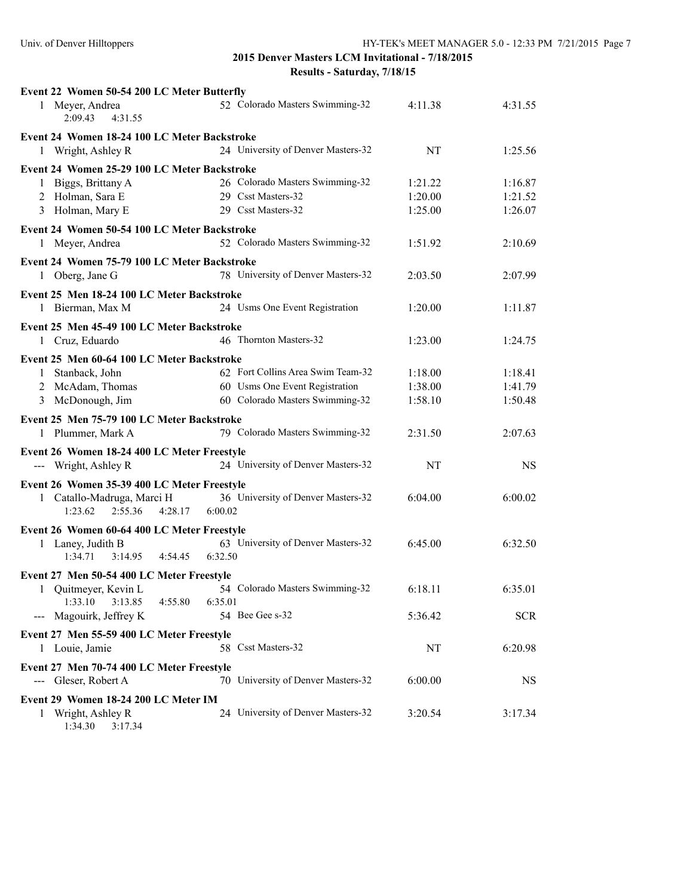## 2015 Denver Masters LCM Invitational - 7/18/2015

### Results - Saturday, 7/18/15

**Event 22 Women 50-54 200 LC Meter Butterfly**

| Place | Name | Age | Team | Seed Time | Finals Time |
|---|---|---|---|---|---|
| 1 | Meyer, Andrea | 52 | Colorado Masters Swimming-32 | 4:11.38 | 4:31.55 |
| | 2:09.43 4:31.55 | | | | |

**Event 24 Women 18-24 100 LC Meter Backstroke**

| Place | Name | Age | Team | Seed Time | Finals Time |
|---|---|---|---|---|---|
| 1 | Wright, Ashley R | 24 | University of Denver Masters-32 | NT | 1:25.56 |

**Event 24 Women 25-29 100 LC Meter Backstroke**

| Place | Name | Age | Team | Seed Time | Finals Time |
|---|---|---|---|---|---|
| 1 | Biggs, Brittany A | 26 | Colorado Masters Swimming-32 | 1:21.22 | 1:16.87 |
| 2 | Holman, Sara E | 29 | Csst Masters-32 | 1:20.00 | 1:21.52 |
| 3 | Holman, Mary E | 29 | Csst Masters-32 | 1:25.00 | 1:26.07 |

**Event 24 Women 50-54 100 LC Meter Backstroke**

| Place | Name | Age | Team | Seed Time | Finals Time |
|---|---|---|---|---|---|
| 1 | Meyer, Andrea | 52 | Colorado Masters Swimming-32 | 1:51.92 | 2:10.69 |

**Event 24 Women 75-79 100 LC Meter Backstroke**

| Place | Name | Age | Team | Seed Time | Finals Time |
|---|---|---|---|---|---|
| 1 | Oberg, Jane G | 78 | University of Denver Masters-32 | 2:03.50 | 2:07.99 |

**Event 25 Men 18-24 100 LC Meter Backstroke**

| Place | Name | Age | Team | Seed Time | Finals Time |
|---|---|---|---|---|---|
| 1 | Bierman, Max M | 24 | Usms One Event Registration | 1:20.00 | 1:11.87 |

**Event 25 Men 45-49 100 LC Meter Backstroke**

| Place | Name | Age | Team | Seed Time | Finals Time |
|---|---|---|---|---|---|
| 1 | Cruz, Eduardo | 46 | Thornton Masters-32 | 1:23.00 | 1:24.75 |

**Event 25 Men 60-64 100 LC Meter Backstroke**

| Place | Name | Age | Team | Seed Time | Finals Time |
|---|---|---|---|---|---|
| 1 | Stanback, John | 62 | Fort Collins Area Swim Team-32 | 1:18.00 | 1:18.41 |
| 2 | McAdam, Thomas | 60 | Usms One Event Registration | 1:38.00 | 1:41.79 |
| 3 | McDonough, Jim | 60 | Colorado Masters Swimming-32 | 1:58.10 | 1:50.48 |

**Event 25 Men 75-79 100 LC Meter Backstroke**

| Place | Name | Age | Team | Seed Time | Finals Time |
|---|---|---|---|---|---|
| 1 | Plummer, Mark A | 79 | Colorado Masters Swimming-32 | 2:31.50 | 2:07.63 |

**Event 26 Women 18-24 400 LC Meter Freestyle**

| Place | Name | Age | Team | Seed Time | Finals Time |
|---|---|---|---|---|---|
| --- | Wright, Ashley R | 24 | University of Denver Masters-32 | NT | NS |

**Event 26 Women 35-39 400 LC Meter Freestyle**

| Place | Name | Age | Team | Seed Time | Finals Time |
|---|---|---|---|---|---|
| 1 | Catallo-Madruga, Marci H | 36 | University of Denver Masters-32 | 6:04.00 | 6:00.02 |
| | 1:23.62 2:55.36 4:28.17 6:00.02 | | | | |

**Event 26 Women 60-64 400 LC Meter Freestyle**

| Place | Name | Age | Team | Seed Time | Finals Time |
|---|---|---|---|---|---|
| 1 | Laney, Judith B | 63 | University of Denver Masters-32 | 6:45.00 | 6:32.50 |
| | 1:34.71 3:14.95 4:54.45 6:32.50 | | | | |

**Event 27 Men 50-54 400 LC Meter Freestyle**

| Place | Name | Age | Team | Seed Time | Finals Time |
|---|---|---|---|---|---|
| 1 | Quitmeyer, Kevin L | 54 | Colorado Masters Swimming-32 | 6:18.11 | 6:35.01 |
| | 1:33.10 3:13.85 4:55.80 6:35.01 | | | | |
| --- | Magouirk, Jeffrey K | 54 | Bee Gee s-32 | 5:36.42 | SCR |

**Event 27 Men 55-59 400 LC Meter Freestyle**

| Place | Name | Age | Team | Seed Time | Finals Time |
|---|---|---|---|---|---|
| 1 | Louie, Jamie | 58 | Csst Masters-32 | NT | 6:20.98 |

**Event 27 Men 70-74 400 LC Meter Freestyle**

| Place | Name | Age | Team | Seed Time | Finals Time |
|---|---|---|---|---|---|
| --- | Gleser, Robert A | 70 | University of Denver Masters-32 | 6:00.00 | NS |

**Event 29 Women 18-24 200 LC Meter IM**

| Place | Name | Age | Team | Seed Time | Finals Time |
|---|---|---|---|---|---|
| 1 | Wright, Ashley R | 24 | University of Denver Masters-32 | 3:20.54 | 3:17.34 |
| | 1:34.30 3:17.34 | | | | |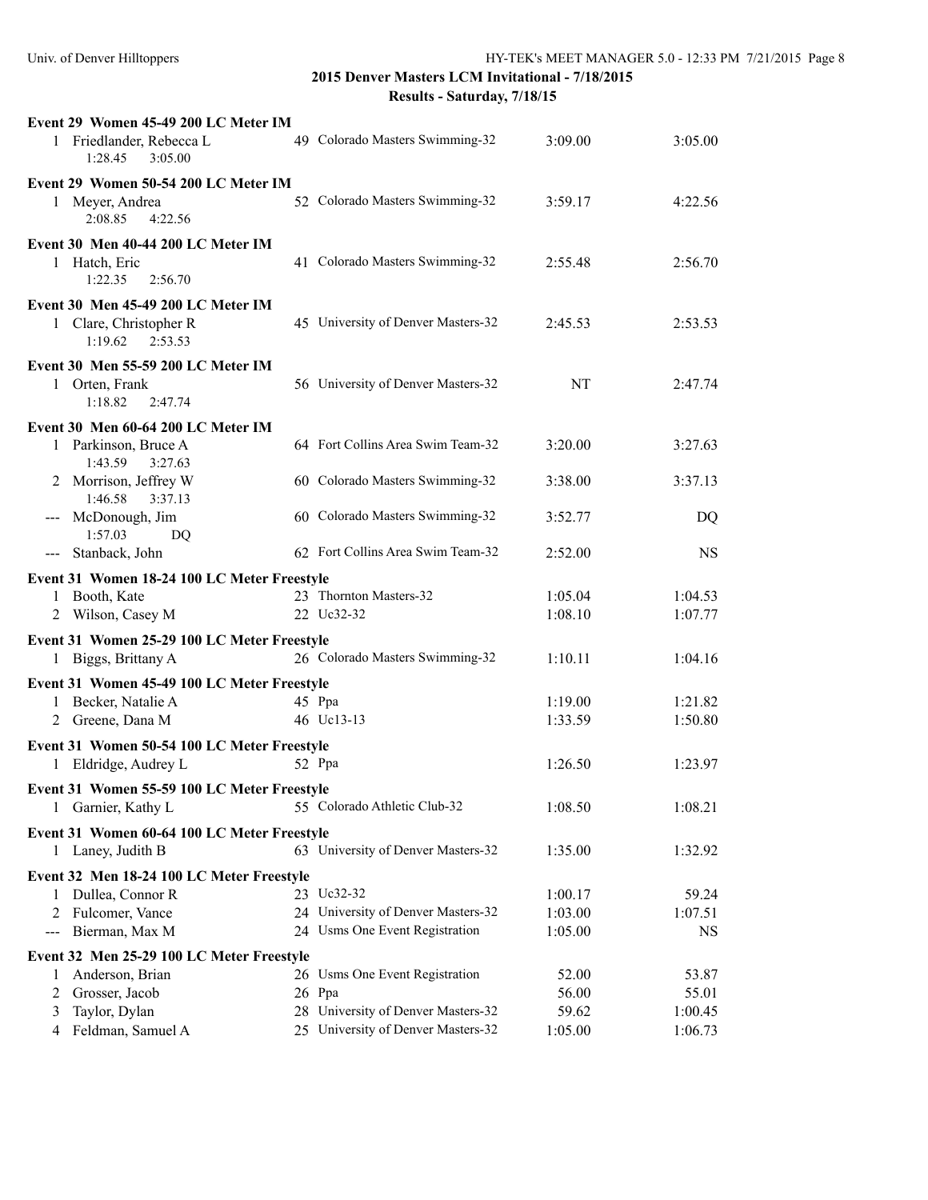## 2015 Denver Masters LCM Invitational - 7/18/2015

### Results - Saturday, 7/18/15

**Event 29 Women 45-49 200 LC Meter IM**

| Place | Name | Age | Team | Seed Time | Finals Time |
|---|---|---|---|---|---|
| 1 | Friedlander, Rebecca L | 49 | Colorado Masters Swimming-32 | 3:09.00 | 3:05.00 |
| | 1:28.45 3:05.00 | | | | |

**Event 29 Women 50-54 200 LC Meter IM**

| Place | Name | Age | Team | Seed Time | Finals Time |
|---|---|---|---|---|---|
| 1 | Meyer, Andrea | 52 | Colorado Masters Swimming-32 | 3:59.17 | 4:22.56 |
| | 2:08.85 4:22.56 | | | | |

**Event 30 Men 40-44 200 LC Meter IM**

| Place | Name | Age | Team | Seed Time | Finals Time |
|---|---|---|---|---|---|
| 1 | Hatch, Eric | 41 | Colorado Masters Swimming-32 | 2:55.48 | 2:56.70 |
| | 1:22.35 2:56.70 | | | | |

**Event 30 Men 45-49 200 LC Meter IM**

| Place | Name | Age | Team | Seed Time | Finals Time |
|---|---|---|---|---|---|
| 1 | Clare, Christopher R | 45 | University of Denver Masters-32 | 2:45.53 | 2:53.53 |
| | 1:19.62 2:53.53 | | | | |

**Event 30 Men 55-59 200 LC Meter IM**

| Place | Name | Age | Team | Seed Time | Finals Time |
|---|---|---|---|---|---|
| 1 | Orten, Frank | 56 | University of Denver Masters-32 | NT | 2:47.74 |
| | 1:18.82 2:47.74 | | | | |

**Event 30 Men 60-64 200 LC Meter IM**

| Place | Name | Age | Team | Seed Time | Finals Time |
|---|---|---|---|---|---|
| 1 | Parkinson, Bruce A | 64 | Fort Collins Area Swim Team-32 | 3:20.00 | 3:27.63 |
| | 1:43.59 3:27.63 | | | | |
| 2 | Morrison, Jeffrey W | 60 | Colorado Masters Swimming-32 | 3:38.00 | 3:37.13 |
| | 1:46.58 3:37.13 | | | | |
| --- | McDonough, Jim | 60 | Colorado Masters Swimming-32 | 3:52.77 | DQ |
| | 1:57.03 DQ | | | | |
| --- | Stanback, John | 62 | Fort Collins Area Swim Team-32 | 2:52.00 | NS |

**Event 31 Women 18-24 100 LC Meter Freestyle**

| Place | Name | Age | Team | Seed Time | Finals Time |
|---|---|---|---|---|---|
| 1 | Booth, Kate | 23 | Thornton Masters-32 | 1:05.04 | 1:04.53 |
| 2 | Wilson, Casey M | 22 | Uc32-32 | 1:08.10 | 1:07.77 |

**Event 31 Women 25-29 100 LC Meter Freestyle**

| Place | Name | Age | Team | Seed Time | Finals Time |
|---|---|---|---|---|---|
| 1 | Biggs, Brittany A | 26 | Colorado Masters Swimming-32 | 1:10.11 | 1:04.16 |

**Event 31 Women 45-49 100 LC Meter Freestyle**

| Place | Name | Age | Team | Seed Time | Finals Time |
|---|---|---|---|---|---|
| 1 | Becker, Natalie A | 45 | Ppa | 1:19.00 | 1:21.82 |
| 2 | Greene, Dana M | 46 | Uc13-13 | 1:33.59 | 1:50.80 |

**Event 31 Women 50-54 100 LC Meter Freestyle**

| Place | Name | Age | Team | Seed Time | Finals Time |
|---|---|---|---|---|---|
| 1 | Eldridge, Audrey L | 52 | Ppa | 1:26.50 | 1:23.97 |

**Event 31 Women 55-59 100 LC Meter Freestyle**

| Place | Name | Age | Team | Seed Time | Finals Time |
|---|---|---|---|---|---|
| 1 | Garnier, Kathy L | 55 | Colorado Athletic Club-32 | 1:08.50 | 1:08.21 |

**Event 31 Women 60-64 100 LC Meter Freestyle**

| Place | Name | Age | Team | Seed Time | Finals Time |
|---|---|---|---|---|---|
| 1 | Laney, Judith B | 63 | University of Denver Masters-32 | 1:35.00 | 1:32.92 |

**Event 32 Men 18-24 100 LC Meter Freestyle**

| Place | Name | Age | Team | Seed Time | Finals Time |
|---|---|---|---|---|---|
| 1 | Dullea, Connor R | 23 | Uc32-32 | 1:00.17 | 59.24 |
| 2 | Fulcomer, Vance | 24 | University of Denver Masters-32 | 1:03.00 | 1:07.51 |
| --- | Bierman, Max M | 24 | Usms One Event Registration | 1:05.00 | NS |

**Event 32 Men 25-29 100 LC Meter Freestyle**

| Place | Name | Age | Team | Seed Time | Finals Time |
|---|---|---|---|---|---|
| 1 | Anderson, Brian | 26 | Usms One Event Registration | 52.00 | 53.87 |
| 2 | Grosser, Jacob | 26 | Ppa | 56.00 | 55.01 |
| 3 | Taylor, Dylan | 28 | University of Denver Masters-32 | 59.62 | 1:00.45 |
| 4 | Feldman, Samuel A | 25 | University of Denver Masters-32 | 1:05.00 | 1:06.73 |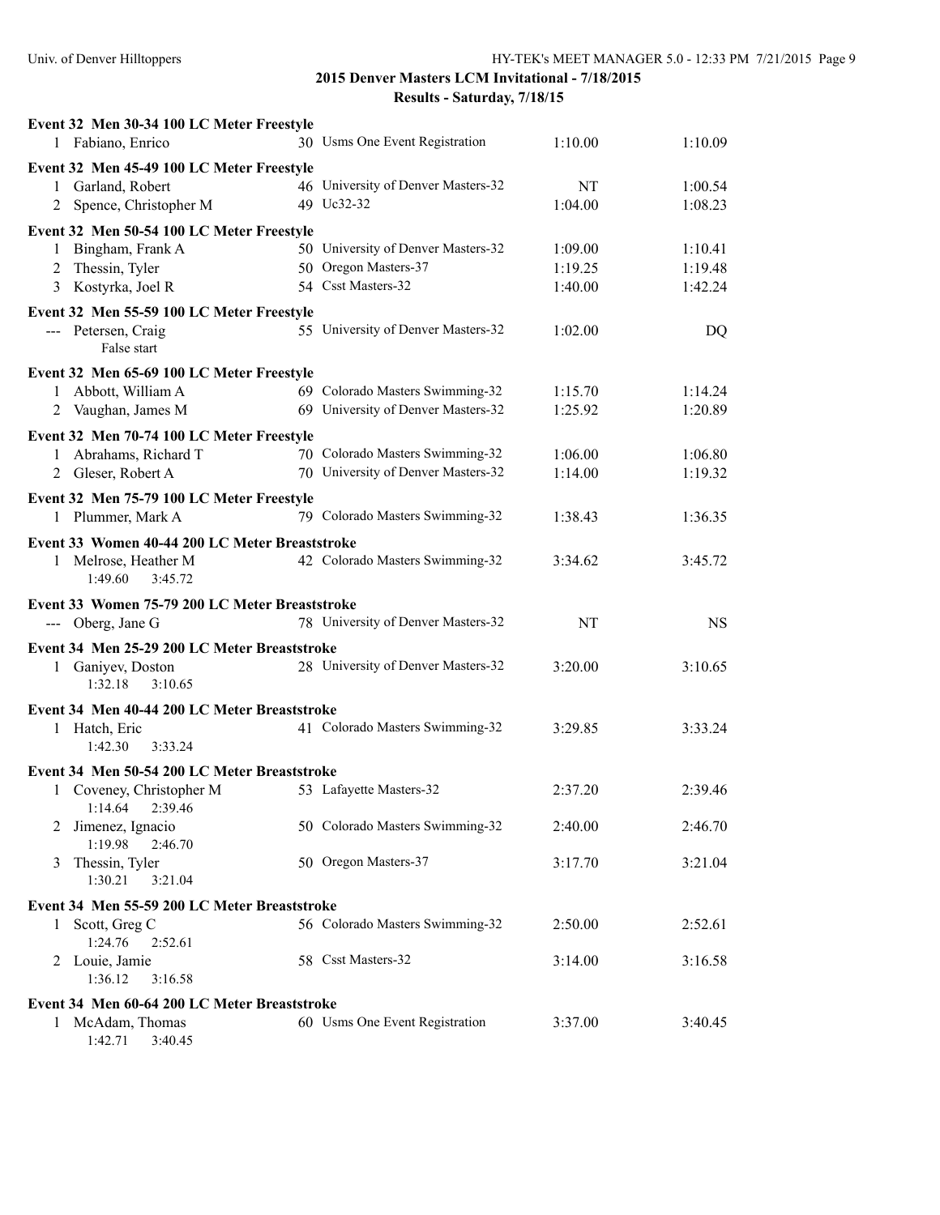## 2015 Denver Masters LCM Invitational - 7/18/2015

### Results - Saturday, 7/18/15

**Event 32 Men 30-34 100 LC Meter Freestyle**

| Place | Name | Age | Team | Seed Time | Finals Time |
|---|---|---|---|---|---|
| 1 | Fabiano, Enrico | 30 | Usms One Event Registration | 1:10.00 | 1:10.09 |

**Event 32 Men 45-49 100 LC Meter Freestyle**

| Place | Name | Age | Team | Seed Time | Finals Time |
|---|---|---|---|---|---|
| 1 | Garland, Robert | 46 | University of Denver Masters-32 | NT | 1:00.54 |
| 2 | Spence, Christopher M | 49 | Uc32-32 | 1:04.00 | 1:08.23 |

**Event 32 Men 50-54 100 LC Meter Freestyle**

| Place | Name | Age | Team | Seed Time | Finals Time |
|---|---|---|---|---|---|
| 1 | Bingham, Frank A | 50 | University of Denver Masters-32 | 1:09.00 | 1:10.41 |
| 2 | Thessin, Tyler | 50 | Oregon Masters-37 | 1:19.25 | 1:19.48 |
| 3 | Kostyrka, Joel R | 54 | Csst Masters-32 | 1:40.00 | 1:42.24 |

**Event 32 Men 55-59 100 LC Meter Freestyle**

| Place | Name | Age | Team | Seed Time | Finals Time |
|---|---|---|---|---|---|
| --- | Petersen, Craig | 55 | University of Denver Masters-32 | 1:02.00 | DQ |
| | False start | | | | |

**Event 32 Men 65-69 100 LC Meter Freestyle**

| Place | Name | Age | Team | Seed Time | Finals Time |
|---|---|---|---|---|---|
| 1 | Abbott, William A | 69 | Colorado Masters Swimming-32 | 1:15.70 | 1:14.24 |
| 2 | Vaughan, James M | 69 | University of Denver Masters-32 | 1:25.92 | 1:20.89 |

**Event 32 Men 70-74 100 LC Meter Freestyle**

| Place | Name | Age | Team | Seed Time | Finals Time |
|---|---|---|---|---|---|
| 1 | Abrahams, Richard T | 70 | Colorado Masters Swimming-32 | 1:06.00 | 1:06.80 |
| 2 | Gleser, Robert A | 70 | University of Denver Masters-32 | 1:14.00 | 1:19.32 |

**Event 32 Men 75-79 100 LC Meter Freestyle**

| Place | Name | Age | Team | Seed Time | Finals Time |
|---|---|---|---|---|---|
| 1 | Plummer, Mark A | 79 | Colorado Masters Swimming-32 | 1:38.43 | 1:36.35 |

**Event 33 Women 40-44 200 LC Meter Breaststroke**

| Place | Name | Age | Team | Seed Time | Finals Time |
|---|---|---|---|---|---|
| 1 | Melrose, Heather M | 42 | Colorado Masters Swimming-32 | 3:34.62 | 3:45.72 |
| | 1:49.60 3:45.72 | | | | |

**Event 33 Women 75-79 200 LC Meter Breaststroke**

| Place | Name | Age | Team | Seed Time | Finals Time |
|---|---|---|---|---|---|
| --- | Oberg, Jane G | 78 | University of Denver Masters-32 | NT | NS |

**Event 34 Men 25-29 200 LC Meter Breaststroke**

| Place | Name | Age | Team | Seed Time | Finals Time |
|---|---|---|---|---|---|
| 1 | Ganiyev, Doston | 28 | University of Denver Masters-32 | 3:20.00 | 3:10.65 |
| | 1:32.18 3:10.65 | | | | |

**Event 34 Men 40-44 200 LC Meter Breaststroke**

| Place | Name | Age | Team | Seed Time | Finals Time |
|---|---|---|---|---|---|
| 1 | Hatch, Eric | 41 | Colorado Masters Swimming-32 | 3:29.85 | 3:33.24 |
| | 1:42.30 3:33.24 | | | | |

**Event 34 Men 50-54 200 LC Meter Breaststroke**

| Place | Name | Age | Team | Seed Time | Finals Time |
|---|---|---|---|---|---|
| 1 | Coveney, Christopher M | 53 | Lafayette Masters-32 | 2:37.20 | 2:39.46 |
| | 1:14.64 2:39.46 | | | | |
| 2 | Jimenez, Ignacio | 50 | Colorado Masters Swimming-32 | 2:40.00 | 2:46.70 |
| | 1:19.98 2:46.70 | | | | |
| 3 | Thessin, Tyler | 50 | Oregon Masters-37 | 3:17.70 | 3:21.04 |
| | 1:30.21 3:21.04 | | | | |

**Event 34 Men 55-59 200 LC Meter Breaststroke**

| Place | Name | Age | Team | Seed Time | Finals Time |
|---|---|---|---|---|---|
| 1 | Scott, Greg C | 56 | Colorado Masters Swimming-32 | 2:50.00 | 2:52.61 |
| | 1:24.76 2:52.61 | | | | |
| 2 | Louie, Jamie | 58 | Csst Masters-32 | 3:14.00 | 3:16.58 |
| | 1:36.12 3:16.58 | | | | |

**Event 34 Men 60-64 200 LC Meter Breaststroke**

| Place | Name | Age | Team | Seed Time | Finals Time |
|---|---|---|---|---|---|
| 1 | McAdam, Thomas | 60 | Usms One Event Registration | 3:37.00 | 3:40.45 |
| | 1:42.71 3:40.45 | | | | |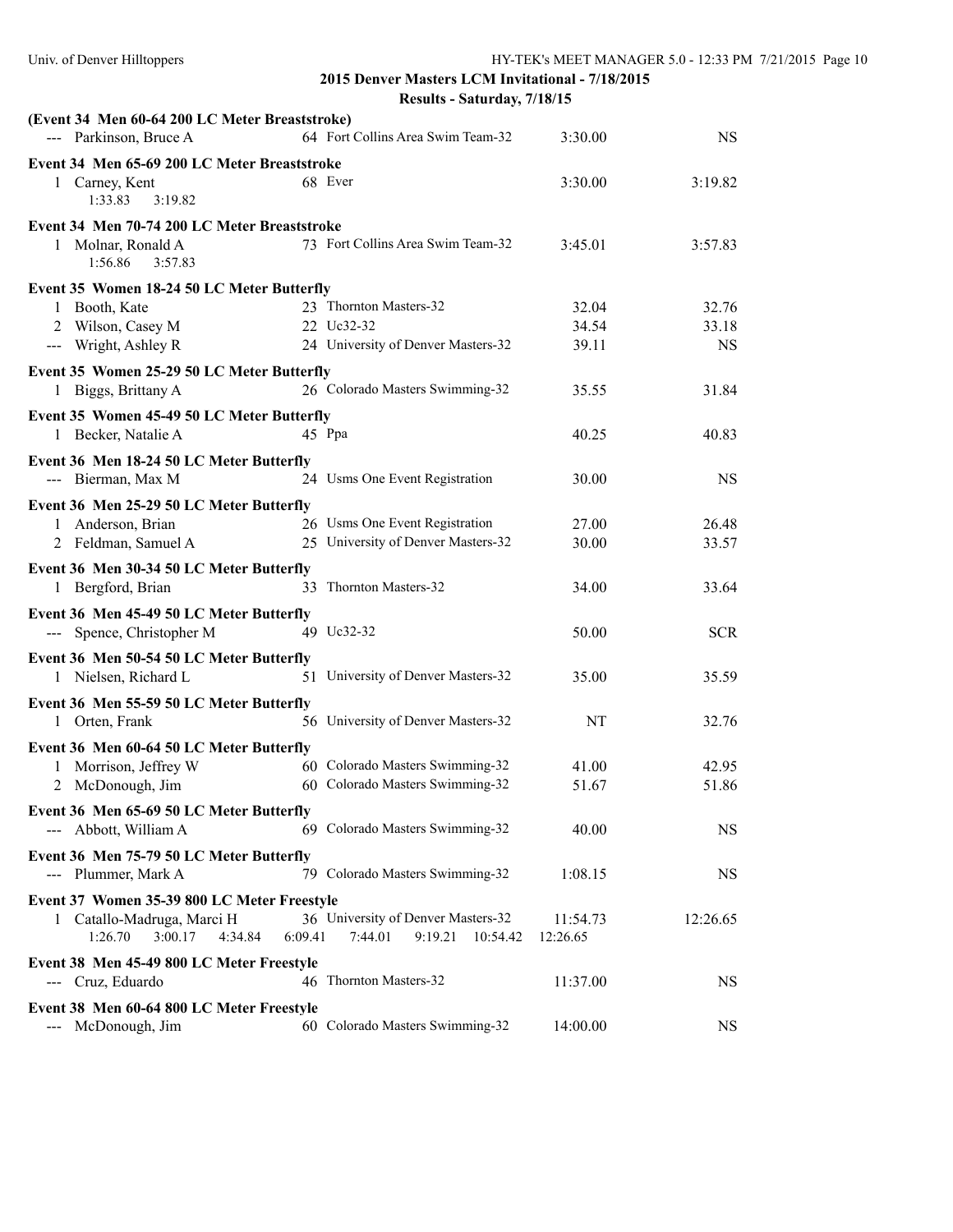## 2015 Denver Masters LCM Invitational - 7/18/2015

### Results - Saturday, 7/18/15

**(Event 34 Men 60-64 200 LC Meter Breaststroke)**

| Place | Name | Age | Team | Seed Time | Finals Time |
|---|---|---|---|---|---|
| --- | Parkinson, Bruce A | 64 | Fort Collins Area Swim Team-32 | 3:30.00 | NS |

**Event 34 Men 65-69 200 LC Meter Breaststroke**

| Place | Name | Age | Team | Seed Time | Finals Time |
|---|---|---|---|---|---|
| 1 | Carney, Kent | 68 | Ever | 3:30.00 | 3:19.82 |
| | 1:33.83 3:19.82 | | | | |

**Event 34 Men 70-74 200 LC Meter Breaststroke**

| Place | Name | Age | Team | Seed Time | Finals Time |
|---|---|---|---|---|---|
| 1 | Molnar, Ronald A | 73 | Fort Collins Area Swim Team-32 | 3:45.01 | 3:57.83 |
| | 1:56.86 3:57.83 | | | | |

**Event 35 Women 18-24 50 LC Meter Butterfly**

| Place | Name | Age | Team | Seed Time | Finals Time |
|---|---|---|---|---|---|
| 1 | Booth, Kate | 23 | Thornton Masters-32 | 32.04 | 32.76 |
| 2 | Wilson, Casey M | 22 | Uc32-32 | 34.54 | 33.18 |
| --- | Wright, Ashley R | 24 | University of Denver Masters-32 | 39.11 | NS |

**Event 35 Women 25-29 50 LC Meter Butterfly**

| Place | Name | Age | Team | Seed Time | Finals Time |
|---|---|---|---|---|---|
| 1 | Biggs, Brittany A | 26 | Colorado Masters Swimming-32 | 35.55 | 31.84 |

**Event 35 Women 45-49 50 LC Meter Butterfly**

| Place | Name | Age | Team | Seed Time | Finals Time |
|---|---|---|---|---|---|
| 1 | Becker, Natalie A | 45 | Ppa | 40.25 | 40.83 |

**Event 36 Men 18-24 50 LC Meter Butterfly**

| Place | Name | Age | Team | Seed Time | Finals Time |
|---|---|---|---|---|---|
| --- | Bierman, Max M | 24 | Usms One Event Registration | 30.00 | NS |

**Event 36 Men 25-29 50 LC Meter Butterfly**

| Place | Name | Age | Team | Seed Time | Finals Time |
|---|---|---|---|---|---|
| 1 | Anderson, Brian | 26 | Usms One Event Registration | 27.00 | 26.48 |
| 2 | Feldman, Samuel A | 25 | University of Denver Masters-32 | 30.00 | 33.57 |

**Event 36 Men 30-34 50 LC Meter Butterfly**

| Place | Name | Age | Team | Seed Time | Finals Time |
|---|---|---|---|---|---|
| 1 | Bergford, Brian | 33 | Thornton Masters-32 | 34.00 | 33.64 |

**Event 36 Men 45-49 50 LC Meter Butterfly**

| Place | Name | Age | Team | Seed Time | Finals Time |
|---|---|---|---|---|---|
| --- | Spence, Christopher M | 49 | Uc32-32 | 50.00 | SCR |

**Event 36 Men 50-54 50 LC Meter Butterfly**

| Place | Name | Age | Team | Seed Time | Finals Time |
|---|---|---|---|---|---|
| 1 | Nielsen, Richard L | 51 | University of Denver Masters-32 | 35.00 | 35.59 |

**Event 36 Men 55-59 50 LC Meter Butterfly**

| Place | Name | Age | Team | Seed Time | Finals Time |
|---|---|---|---|---|---|
| 1 | Orten, Frank | 56 | University of Denver Masters-32 | NT | 32.76 |

**Event 36 Men 60-64 50 LC Meter Butterfly**

| Place | Name | Age | Team | Seed Time | Finals Time |
|---|---|---|---|---|---|
| 1 | Morrison, Jeffrey W | 60 | Colorado Masters Swimming-32 | 41.00 | 42.95 |
| 2 | McDonough, Jim | 60 | Colorado Masters Swimming-32 | 51.67 | 51.86 |

**Event 36 Men 65-69 50 LC Meter Butterfly**

| Place | Name | Age | Team | Seed Time | Finals Time |
|---|---|---|---|---|---|
| --- | Abbott, William A | 69 | Colorado Masters Swimming-32 | 40.00 | NS |

**Event 36 Men 75-79 50 LC Meter Butterfly**

| Place | Name | Age | Team | Seed Time | Finals Time |
|---|---|---|---|---|---|
| --- | Plummer, Mark A | 79 | Colorado Masters Swimming-32 | 1:08.15 | NS |

**Event 37 Women 35-39 800 LC Meter Freestyle**

| Place | Name | Age | Team | Seed Time | Finals Time |
|---|---|---|---|---|---|
| 1 | Catallo-Madruga, Marci H | 36 | University of Denver Masters-32 | 11:54.73 | 12:26.65 |
| | 1:26.70 3:00.17 4:34.84 6:09.41 7:44.01 9:19.21 10:54.42 12:26.65 | | | | |

**Event 38 Men 45-49 800 LC Meter Freestyle**

| Place | Name | Age | Team | Seed Time | Finals Time |
|---|---|---|---|---|---|
| --- | Cruz, Eduardo | 46 | Thornton Masters-32 | 11:37.00 | NS |

**Event 38 Men 60-64 800 LC Meter Freestyle**

| Place | Name | Age | Team | Seed Time | Finals Time |
|---|---|---|---|---|---|
| --- | McDonough, Jim | 60 | Colorado Masters Swimming-32 | 14:00.00 | NS |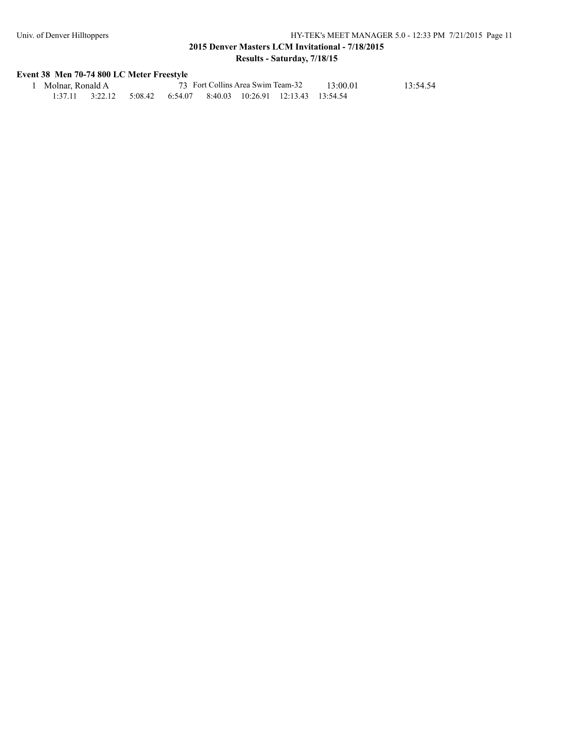**2015 Denver Masters LCM Invitational - 7/18/2015**

**Results - Saturday, 7/18/15**

### Event 38 Men 70-74 800 LC Meter Freestyle

| | | | | | |
|---|---|---|---|---|---|
| 1 | Molnar, Ronald A | 73 | Fort Collins Area Swim Team-32 | 13:00.01 | 13:54.54 |

1:37.11 3:22.12 5:08.42 6:54.07 8:40.03 10:26.91 12:13.43 13:54.54